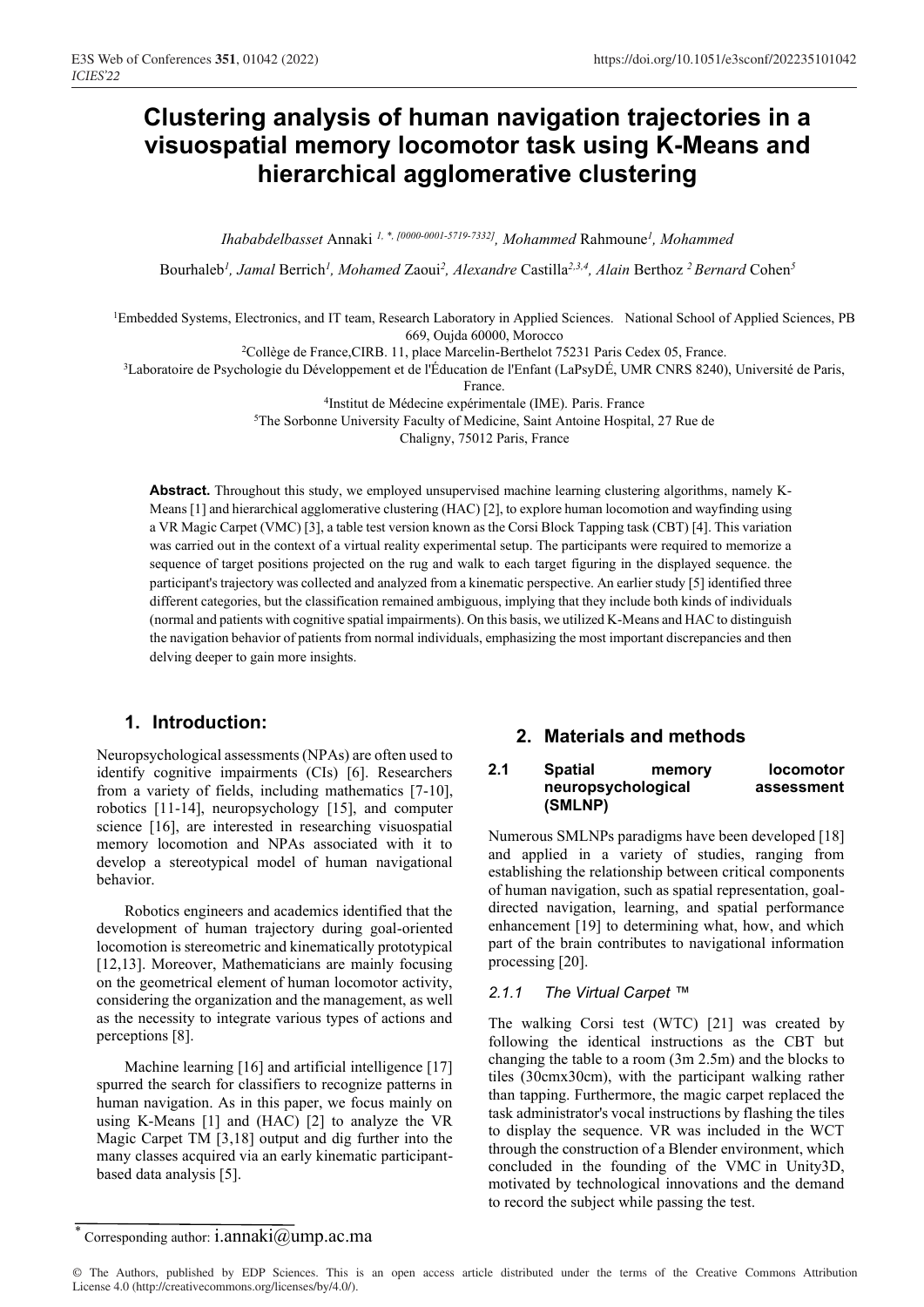# Clustering analysis of human navigation trajectories in a visuospatial memory locomotor task using K-Means and hierarchical agglomerative clustering

*Ihababdelbasset* Annaki [1, *, [0000-0001-5719-7332]], *Mohammed* Rahmoune[1], *Mohammed* Bourhaleb[1], *Jamal* Berrich[1], *Mohamed* Zaoui[2], *Alexandre* Castilla[2,3,4], *Alain* Berthoz [2] *Bernard* Cohen[5]

[1]Embedded Systems, Electronics, and IT team, Research Laboratory in Applied Sciences. National School of Applied Sciences, PB 669, Oujda 60000, Morocco

[2]Collège de France,CIRB. 11, place Marcelin-Berthelot 75231 Paris Cedex 05, France.

[3]Laboratoire de Psychologie du Développement et de l'Éducation de l'Enfant (LaPsyDÉ, UMR CNRS 8240), Université de Paris, France.

[4]Institut de Médecine expérimentale (IME). Paris. France

[5]The Sorbonne University Faculty of Medicine, Saint Antoine Hospital, 27 Rue de Chaligny, 75012 Paris, France

**Abstract.** Throughout this study, we employed unsupervised machine learning clustering algorithms, namely K-Means [1] and hierarchical agglomerative clustering (HAC) [2], to explore human locomotion and wayfinding using a VR Magic Carpet (VMC) [3], a table test version known as the Corsi Block Tapping task (CBT) [4]. This variation was carried out in the context of a virtual reality experimental setup. The participants were required to memorize a sequence of target positions projected on the rug and walk to each target figuring in the displayed sequence. the participant's trajectory was collected and analyzed from a kinematic perspective. An earlier study [5] identified three different categories, but the classification remained ambiguous, implying that they include both kinds of individuals (normal and patients with cognitive spatial impairments). On this basis, we utilized K-Means and HAC to distinguish the navigation behavior of patients from normal individuals, emphasizing the most important discrepancies and then delving deeper to gain more insights.

## 1. Introduction:

Neuropsychological assessments (NPAs) are often used to identify cognitive impairments (CIs) [6]. Researchers from a variety of fields, including mathematics [7-10], robotics [11-14], neuropsychology [15], and computer science [16], are interested in researching visuospatial memory locomotion and NPAs associated with it to develop a stereotypical model of human navigational behavior.

Robotics engineers and academics identified that the development of human trajectory during goal-oriented locomotion is stereometric and kinematically prototypical [12,13]. Moreover, Mathematicians are mainly focusing on the geometrical element of human locomotor activity, considering the organization and the management, as well as the necessity to integrate various types of actions and perceptions [8].

Machine learning [16] and artificial intelligence [17] spurred the search for classifiers to recognize patterns in human navigation. As in this paper, we focus mainly on using K-Means [1] and (HAC) [2] to analyze the VR Magic Carpet TM [3,18] output and dig further into the many classes acquired via an early kinematic participant-based data analysis [5].

## 2. Materials and methods

### 2.1 Spatial memory locomotor neuropsychological assessment (SMLNP)

Numerous SMLNPs paradigms have been developed [18] and applied in a variety of studies, ranging from establishing the relationship between critical components of human navigation, such as spatial representation, goal-directed navigation, learning, and spatial performance enhancement [19] to determining what, how, and which part of the brain contributes to navigational information processing [20].

#### *2.1.1 The Virtual Carpet ™*

The walking Corsi test (WTC) [21] was created by following the identical instructions as the CBT but changing the table to a room (3m 2.5m) and the blocks to tiles (30cmx30cm), with the participant walking rather than tapping. Furthermore, the magic carpet replaced the task administrator's vocal instructions by flashing the tiles to display the sequence. VR was included in the WCT through the construction of a Blender environment, which concluded in the founding of the VMC in Unity3D, motivated by technological innovations and the demand to record the subject while passing the test.

* Corresponding author: i.annaki@ump.ac.ma

© The Authors, published by EDP Sciences. This is an open access article distributed under the terms of the Creative Commons Attribution License 4.0 (http://creativecommons.org/licenses/by/4.0/).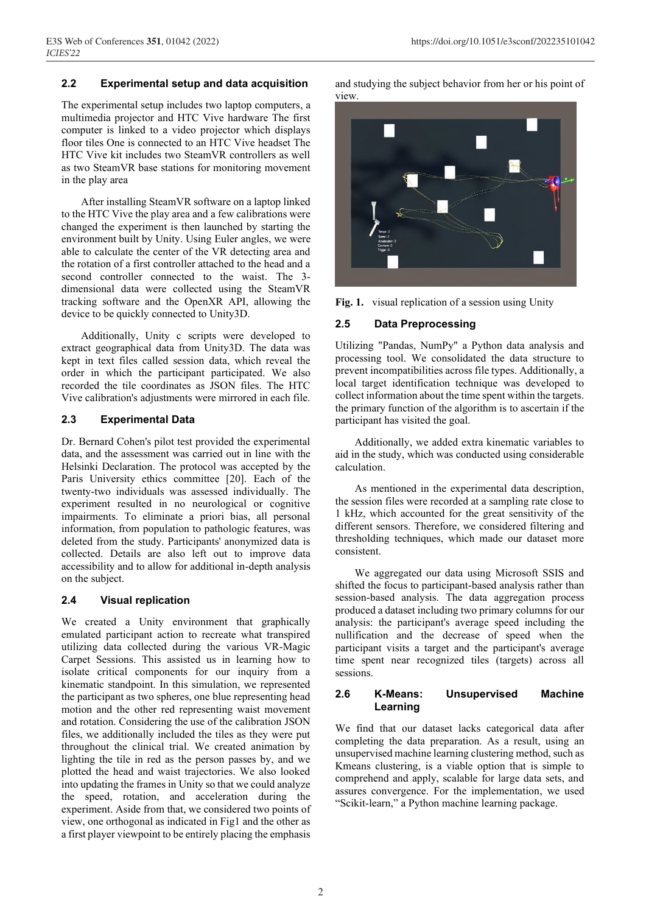### 2.2 Experimental setup and data acquisition

The experimental setup includes two laptop computers, a multimedia projector and HTC Vive hardware The first computer is linked to a video projector which displays floor tiles One is connected to an HTC Vive headset The HTC Vive kit includes two SteamVR controllers as well as two SteamVR base stations for monitoring movement in the play area

After installing SteamVR software on a laptop linked to the HTC Vive the play area and a few calibrations were changed the experiment is then launched by starting the environment built by Unity. Using Euler angles, we were able to calculate the center of the VR detecting area and the rotation of a first controller attached to the head and a second controller connected to the waist. The 3-dimensional data were collected using the SteamVR tracking software and the OpenXR API, allowing the device to be quickly connected to Unity3D.

Additionally, Unity c scripts were developed to extract geographical data from Unity3D. The data was kept in text files called session data, which reveal the order in which the participant participated. We also recorded the tile coordinates as JSON files. The HTC Vive calibration's adjustments were mirrored in each file.

### 2.3 Experimental Data

Dr. Bernard Cohen's pilot test provided the experimental data, and the assessment was carried out in line with the Helsinki Declaration. The protocol was accepted by the Paris University ethics committee [20]. Each of the twenty-two individuals was assessed individually. The experiment resulted in no neurological or cognitive impairments. To eliminate a priori bias, all personal information, from population to pathologic features, was deleted from the study. Participants' anonymized data is collected. Details are also left out to improve data accessibility and to allow for additional in-depth analysis on the subject.

### 2.4 Visual replication

We created a Unity environment that graphically emulated participant action to recreate what transpired utilizing data collected during the various VR-Magic Carpet Sessions. This assisted us in learning how to isolate critical components for our inquiry from a kinematic standpoint. In this simulation, we represented the participant as two spheres, one blue representing head motion and the other red representing waist movement and rotation. Considering the use of the calibration JSON files, we additionally included the tiles as they were put throughout the clinical trial. We created animation by lighting the tile in red as the person passes by, and we plotted the head and waist trajectories. We also looked into updating the frames in Unity so that we could analyze the speed, rotation, and acceleration during the experiment. Aside from that, we considered two points of view, one orthogonal as indicated in Fig1 and the other as a first player viewpoint to be entirely placing the emphasis and studying the subject behavior from her or his point of view.

**Fig. 1.** visual replication of a session using Unity

### 2.5 Data Preprocessing

Utilizing "Pandas, NumPy" a Python data analysis and processing tool. We consolidated the data structure to prevent incompatibilities across file types. Additionally, a local target identification technique was developed to collect information about the time spent within the targets. the primary function of the algorithm is to ascertain if the participant has visited the goal.

Additionally, we added extra kinematic variables to aid in the study, which was conducted using considerable calculation.

As mentioned in the experimental data description, the session files were recorded at a sampling rate close to 1 kHz, which accounted for the great sensitivity of the different sensors. Therefore, we considered filtering and thresholding techniques, which made our dataset more consistent.

We aggregated our data using Microsoft SSIS and shifted the focus to participant-based analysis rather than session-based analysis. The data aggregation process produced a dataset including two primary columns for our analysis: the participant's average speed including the nullification and the decrease of speed when the participant visits a target and the participant's average time spent near recognized tiles (targets) across all sessions.

### 2.6 K-Means: Unsupervised Machine Learning

We find that our dataset lacks categorical data after completing the data preparation. As a result, using an unsupervised machine learning clustering method, such as Kmeans clustering, is a viable option that is simple to comprehend and apply, scalable for large data sets, and assures convergence. For the implementation, we used "Scikit-learn," a Python machine learning package.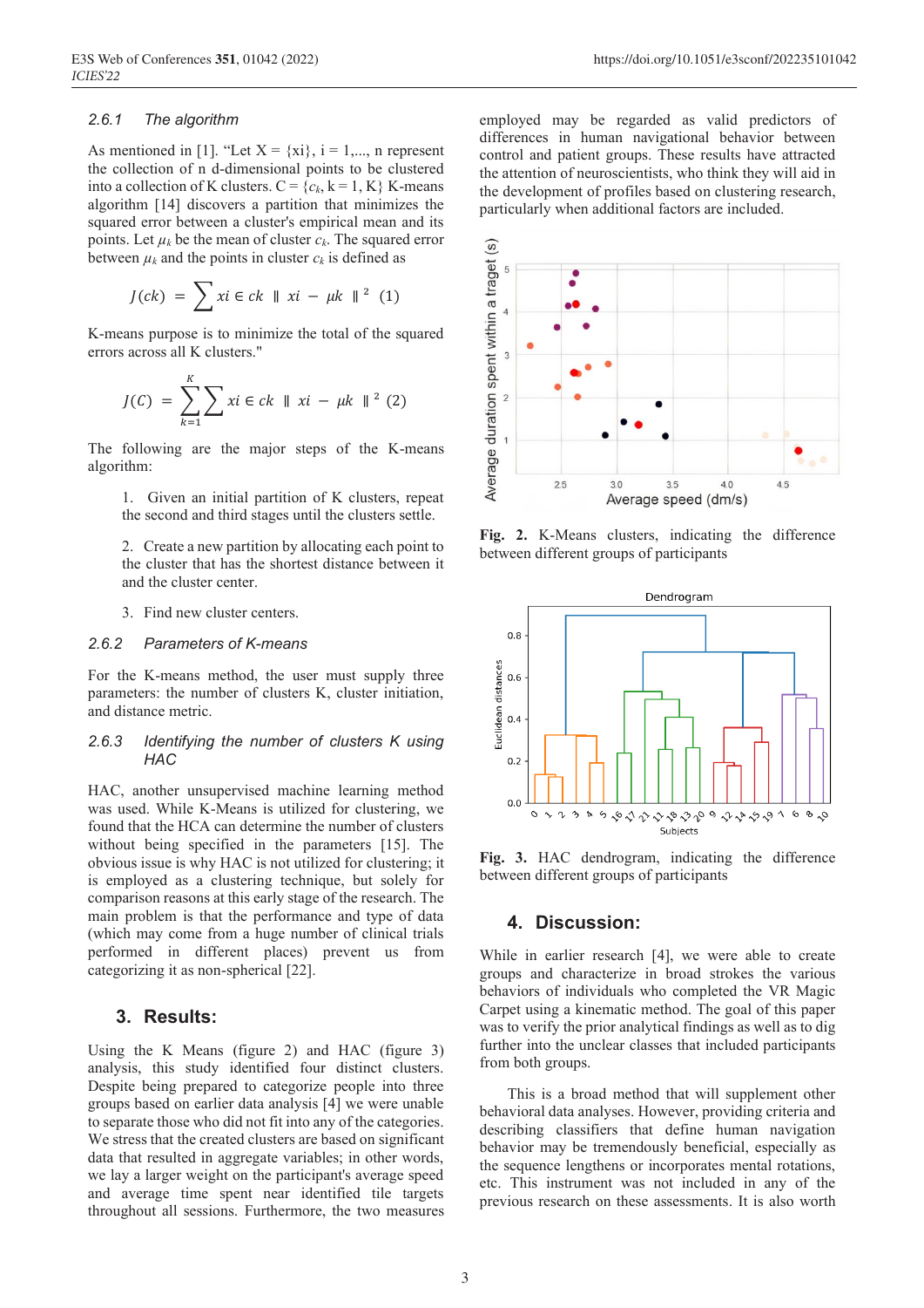### 2.6.1 The algorithm

As mentioned in [1]. "Let X = {xi}, i = 1,..., n represent the collection of n d-dimensional points to be clustered into a collection of K clusters. C = $\{c_k$, k = 1, K$\}$ K-means algorithm [14] discovers a partition that minimizes the squared error between a cluster's empirical mean and its points. Let $\mu_k$ be the mean of cluster $c_k$. The squared error between $\mu_k$ and the points in cluster $c_k$ is defined as

$$J(ck) = \sum xi \in ck \ \| \ xi - \mu k \ \|^2 \quad (1)$$

K-means purpose is to minimize the total of the squared errors across all K clusters."

$$J(C) = \sum_{k=1}^{K} \sum xi \in ck \ \| \ xi - \mu k \ \|^2 \quad (2)$$

The following are the major steps of the K-means algorithm:

1. Given an initial partition of K clusters, repeat the second and third stages until the clusters settle.

2. Create a new partition by allocating each point to the cluster that has the shortest distance between it and the cluster center.

3. Find new cluster centers.

### 2.6.2 Parameters of K-means

For the K-means method, the user must supply three parameters: the number of clusters K, cluster initiation, and distance metric.

### 2.6.3 Identifying the number of clusters K using HAC

HAC, another unsupervised machine learning method was used. While K-Means is utilized for clustering, we found that the HCA can determine the number of clusters without being specified in the parameters [15]. The obvious issue is why HAC is not utilized for clustering; it is employed as a clustering technique, but solely for comparison reasons at this early stage of the research. The main problem is that the performance and type of data (which may come from a huge number of clinical trials performed in different places) prevent us from categorizing it as non-spherical [22].

## 3. Results:

Using the K Means (figure 2) and HAC (figure 3) analysis, this study identified four distinct clusters. Despite being prepared to categorize people into three groups based on earlier data analysis [4] we were unable to separate those who did not fit into any of the categories. We stress that the created clusters are based on significant data that resulted in aggregate variables; in other words, we lay a larger weight on the participant's average speed and average time spent near identified tile targets throughout all sessions. Furthermore, the two measures employed may be regarded as valid predictors of differences in human navigational behavior between control and patient groups. These results have attracted the attention of neuroscientists, who think they will aid in the development of profiles based on clustering research, particularly when additional factors are included.

**Fig. 2.** K-Means clusters, indicating the difference between different groups of participants

**Fig. 3.** HAC dendrogram, indicating the difference between different groups of participants

## 4. Discussion:

While in earlier research [4], we were able to create groups and characterize in broad strokes the various behaviors of individuals who completed the VR Magic Carpet using a kinematic method. The goal of this paper was to verify the prior analytical findings as well as to dig further into the unclear classes that included participants from both groups.

This is a broad method that will supplement other behavioral data analyses. However, providing criteria and describing classifiers that define human navigation behavior may be tremendously beneficial, especially as the sequence lengthens or incorporates mental rotations, etc. This instrument was not included in any of the previous research on these assessments. It is also worth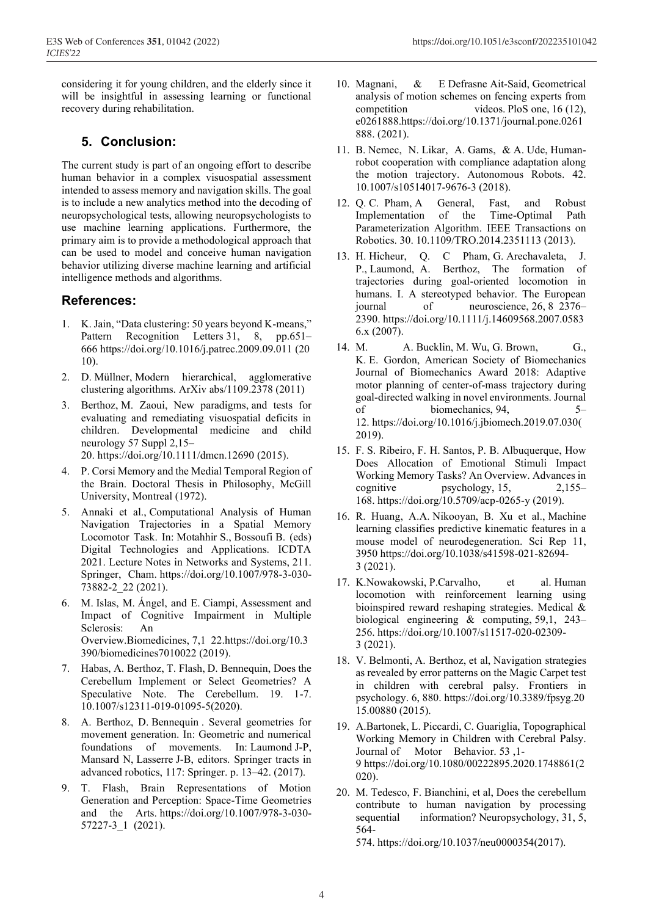considering it for young children, and the elderly since it will be insightful in assessing learning or functional recovery during rehabilitation.

## 5. Conclusion:

The current study is part of an ongoing effort to describe human behavior in a complex visuospatial assessment intended to assess memory and navigation skills. The goal is to include a new analytics method into the decoding of neuropsychological tests, allowing neuropsychologists to use machine learning applications. Furthermore, the primary aim is to provide a methodological approach that can be used to model and conceive human navigation behavior utilizing diverse machine learning and artificial intelligence methods and algorithms.

## References:

1. K. Jain, "Data clustering: 50 years beyond K-means," Pattern Recognition Letters 31, 8, pp.651–666 https://doi.org/10.1016/j.patrec.2009.09.011 (2010).
2. D. Müllner, Modern hierarchical, agglomerative clustering algorithms. ArXiv abs/1109.2378 (2011)
3. Berthoz, M. Zaoui, New paradigms, and tests for evaluating and remediating visuospatial deficits in children. Developmental medicine and child neurology 57 Suppl 2,15–20. https://doi.org/10.1111/dmcn.12690 (2015).
4. P. Corsi Memory and the Medial Temporal Region of the Brain. Doctoral Thesis in Philosophy, McGill University, Montreal (1972).
5. Annaki et al., Computational Analysis of Human Navigation Trajectories in a Spatial Memory Locomotor Task. In: Motahhir S., Bossoufi B. (eds) Digital Technologies and Applications. ICDTA 2021. Lecture Notes in Networks and Systems, 211. Springer, Cham. https://doi.org/10.1007/978-3-030-73882-2_22 (2021).
6. M. Islas, M. Ángel, and E. Ciampi, Assessment and Impact of Cognitive Impairment in Multiple Sclerosis: An Overview.Biomedicines, 7,1 22.https://doi.org/10.3390/biomedicines7010022 (2019).
7. Habas, A. Berthoz, T. Flash, D. Bennequin, Does the Cerebellum Implement or Select Geometries? A Speculative Note. The Cerebellum. 19. 1-7. 10.1007/s12311-019-01095-5(2020).
8. A. Berthoz, D. Bennequin . Several geometries for movement generation. In: Geometric and numerical foundations of movements. In: Laumond J-P, Mansard N, Lasserre J-B, editors. Springer tracts in advanced robotics, 117: Springer. p. 13–42. (2017).
9. T. Flash, Brain Representations of Motion Generation and Perception: Space-Time Geometries and the Arts. https://doi.org/10.1007/978-3-030-57227-3_1 (2021).
10. Magnani, & E Defrasne Ait-Said, Geometrical analysis of motion schemes on fencing experts from competition videos. PloS one, 16 (12), e0261888.https://doi.org/10.1371/journal.pone.0261888. (2021).
11. B. Nemec, N. Likar, A. Gams, & A. Ude, Human-robot cooperation with compliance adaptation along the motion trajectory. Autonomous Robots. 42. 10.1007/s10514017-9676-3 (2018).
12. Q. C. Pham, A General, Fast, and Robust Implementation of the Time-Optimal Path Parameterization Algorithm. IEEE Transactions on Robotics. 30. 10.1109/TRO.2014.2351113 (2013).
13. H. Hicheur, Q. C Pham, G. Arechavaleta, J. P., Laumond, A. Berthoz, The formation of trajectories during goal-oriented locomotion in humans. I. A stereotyped behavior. The European journal of neuroscience, 26, 8 2376–2390. https://doi.org/10.1111/j.14609568.2007.05836.x (2007).
14. M. A. Bucklin, M. Wu, G. Brown, G., K. E. Gordon, American Society of Biomechanics Journal of Biomechanics Award 2018: Adaptive motor planning of center-of-mass trajectory during goal-directed walking in novel environments. Journal of biomechanics, 94, 5–12. https://doi.org/10.1016/j.jbiomech.2019.07.030(2019).
15. F. S. Ribeiro, F. H. Santos, P. B. Albuquerque, How Does Allocation of Emotional Stimuli Impact Working Memory Tasks? An Overview. Advances in cognitive psychology, 15, 2,155–168. https://doi.org/10.5709/acp-0265-y (2019).
16. R. Huang, A.A. Nikooyan, B. Xu et al., Machine learning classifies predictive kinematic features in a mouse model of neurodegeneration. Sci Rep 11, 3950 https://doi.org/10.1038/s41598-021-82694-3 (2021).
17. K.Nowakowski, P.Carvalho, et al. Human locomotion with reinforcement learning using bioinspired reward reshaping strategies. Medical & biological engineering & computing, 59,1, 243–256. https://doi.org/10.1007/s11517-020-02309-3 (2021).
18. V. Belmonti, A. Berthoz, et al, Navigation strategies as revealed by error patterns on the Magic Carpet test in children with cerebral palsy. Frontiers in psychology. 6, 880. https://doi.org/10.3389/fpsyg.2015.00880 (2015).
19. A.Bartonek, L. Piccardi, C. Guariglia, Topographical Working Memory in Children with Cerebral Palsy. Journal of Motor Behavior. 53 ,1-9 https://doi.org/10.1080/00222895.2020.1748861(2020).
20. M. Tedesco, F. Bianchini, et al, Does the cerebellum contribute to human navigation by processing sequential information? Neuropsychology, 31, 5, 564-574. https://doi.org/10.1037/neu0000354(2017).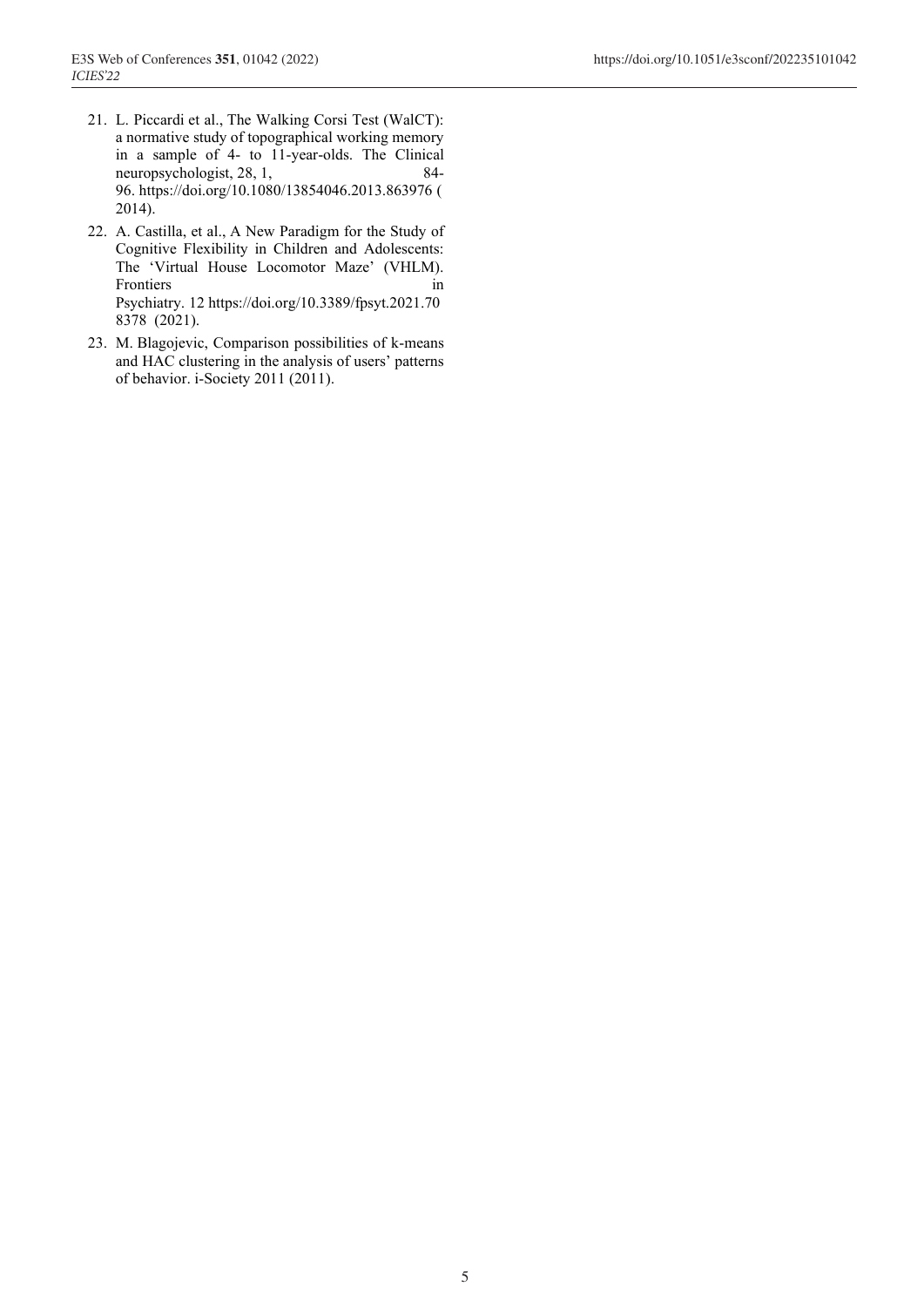21. L. Piccardi et al., The Walking Corsi Test (WalCT): a normative study of topographical working memory in a sample of 4- to 11-year-olds. The Clinical neuropsychologist, 28, 1, 84-96. https://doi.org/10.1080/13854046.2013.863976 (2014).
22. A. Castilla, et al., A New Paradigm for the Study of Cognitive Flexibility in Children and Adolescents: The 'Virtual House Locomotor Maze' (VHLM). Frontiers in Psychiatry. 12 https://doi.org/10.3389/fpsyt.2021.708378 (2021).
23. M. Blagojevic, Comparison possibilities of k-means and HAC clustering in the analysis of users' patterns of behavior. i-Society 2011 (2011).